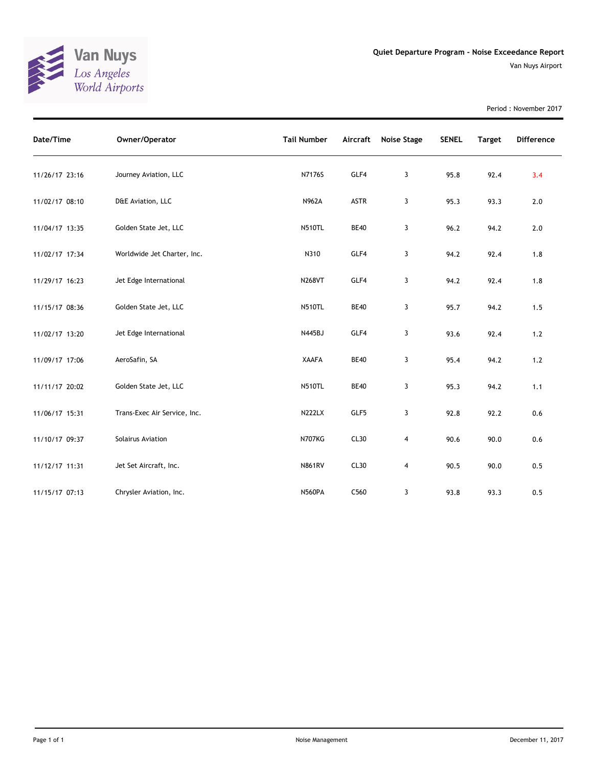Van Nuys
*Los Angeles World Airports*

# Quiet Departure Program - Noise Exceedance Report

Van Nuys Airport

Period : November 2017

| Date/Time | Owner/Operator | Tail Number | Aircraft | Noise Stage | SENEL | Target | Difference |
|---|---|---|---|---|---|---|---|
| 11/26/17 23:16 | Journey Aviation, LLC | N7176S | GLF4 | 3 | 95.8 | 92.4 | 3.4 |
| 11/02/17 08:10 | D&E Aviation, LLC | N962A | ASTR | 3 | 95.3 | 93.3 | 2.0 |
| 11/04/17 13:35 | Golden State Jet, LLC | N510TL | BE40 | 3 | 96.2 | 94.2 | 2.0 |
| 11/02/17 17:34 | Worldwide Jet Charter, Inc. | N310 | GLF4 | 3 | 94.2 | 92.4 | 1.8 |
| 11/29/17 16:23 | Jet Edge International | N268VT | GLF4 | 3 | 94.2 | 92.4 | 1.8 |
| 11/15/17 08:36 | Golden State Jet, LLC | N510TL | BE40 | 3 | 95.7 | 94.2 | 1.5 |
| 11/02/17 13:20 | Jet Edge International | N445BJ | GLF4 | 3 | 93.6 | 92.4 | 1.2 |
| 11/09/17 17:06 | AeroSafin, SA | XAAFA | BE40 | 3 | 95.4 | 94.2 | 1.2 |
| 11/11/17 20:02 | Golden State Jet, LLC | N510TL | BE40 | 3 | 95.3 | 94.2 | 1.1 |
| 11/06/17 15:31 | Trans-Exec Air Service, Inc. | N222LX | GLF5 | 3 | 92.8 | 92.2 | 0.6 |
| 11/10/17 09:37 | Solairus Aviation | N707KG | CL30 | 4 | 90.6 | 90.0 | 0.6 |
| 11/12/17 11:31 | Jet Set Aircraft, Inc. | N861RV | CL30 | 4 | 90.5 | 90.0 | 0.5 |
| 11/15/17 07:13 | Chrysler Aviation, Inc. | N560PA | C560 | 3 | 93.8 | 93.3 | 0.5 |

Noise Management

December 11, 2017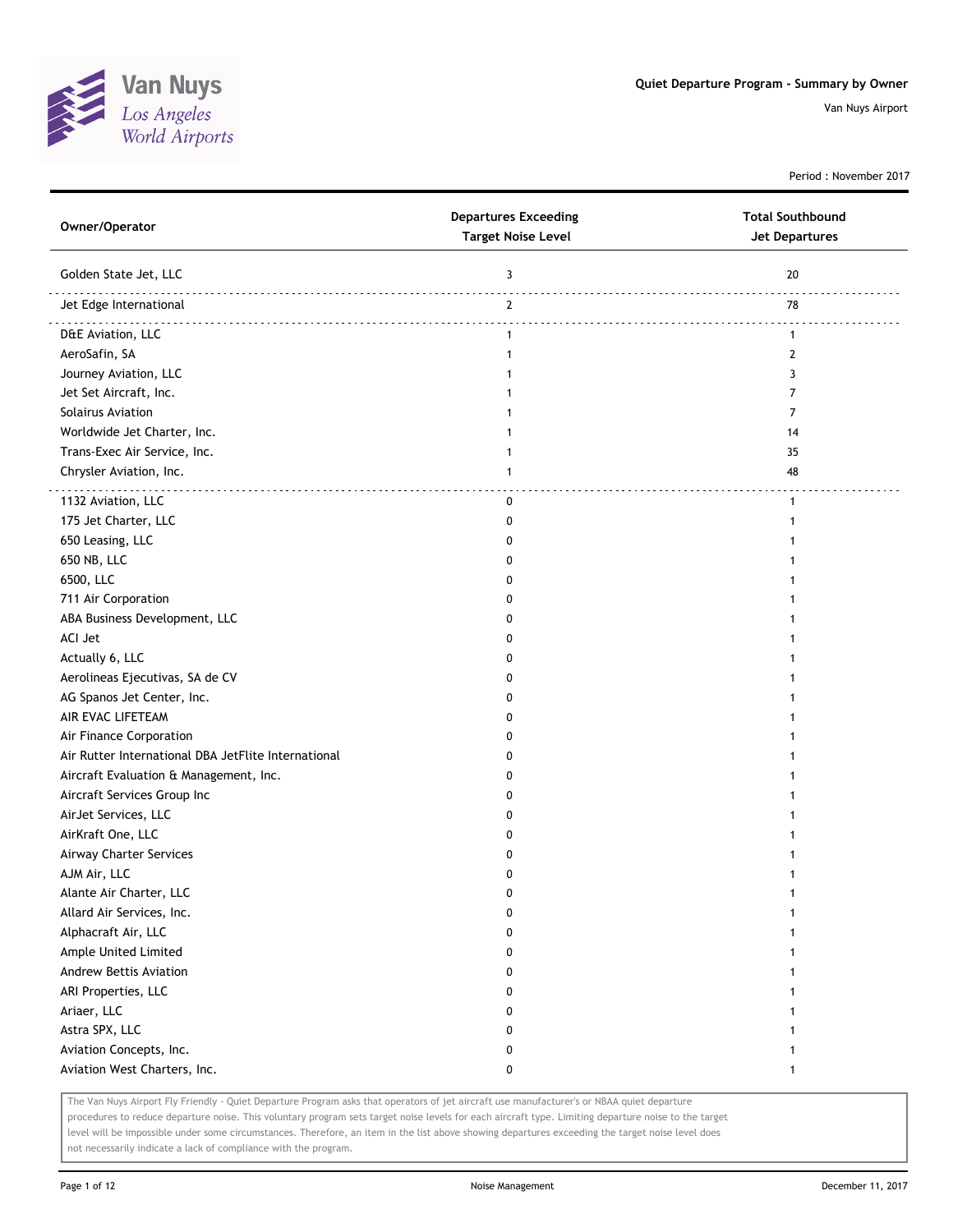# Quiet Departure Program - Summary by Owner

Van Nuys Airport

Period : November 2017

| Owner/Operator | Departures Exceeding Target Noise Level | Total Southbound Jet Departures |
|---|---|---|
| Golden State Jet, LLC | 3 | 20 |
| Jet Edge International | 2 | 78 |
| D&E Aviation, LLC | 1 | 1 |
| AeroSafin, SA | 1 | 2 |
| Journey Aviation, LLC | 1 | 3 |
| Jet Set Aircraft, Inc. | 1 | 7 |
| Solairus Aviation | 1 | 7 |
| Worldwide Jet Charter, Inc. | 1 | 14 |
| Trans-Exec Air Service, Inc. | 1 | 35 |
| Chrysler Aviation, Inc. | 1 | 48 |
| 1132 Aviation, LLC | 0 | 1 |
| 175 Jet Charter, LLC | 0 | 1 |
| 650 Leasing, LLC | 0 | 1 |
| 650 NB, LLC | 0 | 1 |
| 6500, LLC | 0 | 1 |
| 711 Air Corporation | 0 | 1 |
| ABA Business Development, LLC | 0 | 1 |
| ACI Jet | 0 | 1 |
| Actually 6, LLC | 0 | 1 |
| Aerolineas Ejecutivas, SA de CV | 0 | 1 |
| AG Spanos Jet Center, Inc. | 0 | 1 |
| AIR EVAC LIFETEAM | 0 | 1 |
| Air Finance Corporation | 0 | 1 |
| Air Rutter International DBA JetFlite International | 0 | 1 |
| Aircraft Evaluation & Management, Inc. | 0 | 1 |
| Aircraft Services Group Inc | 0 | 1 |
| AirJet Services, LLC | 0 | 1 |
| AirKraft One, LLC | 0 | 1 |
| Airway Charter Services | 0 | 1 |
| AJM Air, LLC | 0 | 1 |
| Alante Air Charter, LLC | 0 | 1 |
| Allard Air Services, Inc. | 0 | 1 |
| Alphacraft Air, LLC | 0 | 1 |
| Ample United Limited | 0 | 1 |
| Andrew Bettis Aviation | 0 | 1 |
| ARI Properties, LLC | 0 | 1 |
| Ariaer, LLC | 0 | 1 |
| Astra SPX, LLC | 0 | 1 |
| Aviation Concepts, Inc. | 0 | 1 |
| Aviation West Charters, Inc. | 0 | 1 |

The Van Nuys Airport Fly Friendly - Quiet Departure Program asks that operators of jet aircraft use manufacturer's or NBAA quiet departure procedures to reduce departure noise. This voluntary program sets target noise levels for each aircraft type. Limiting departure noise to the target level will be impossible under some circumstances. Therefore, an item in the list above showing departures exceeding the target noise level does not necessarily indicate a lack of compliance with the program.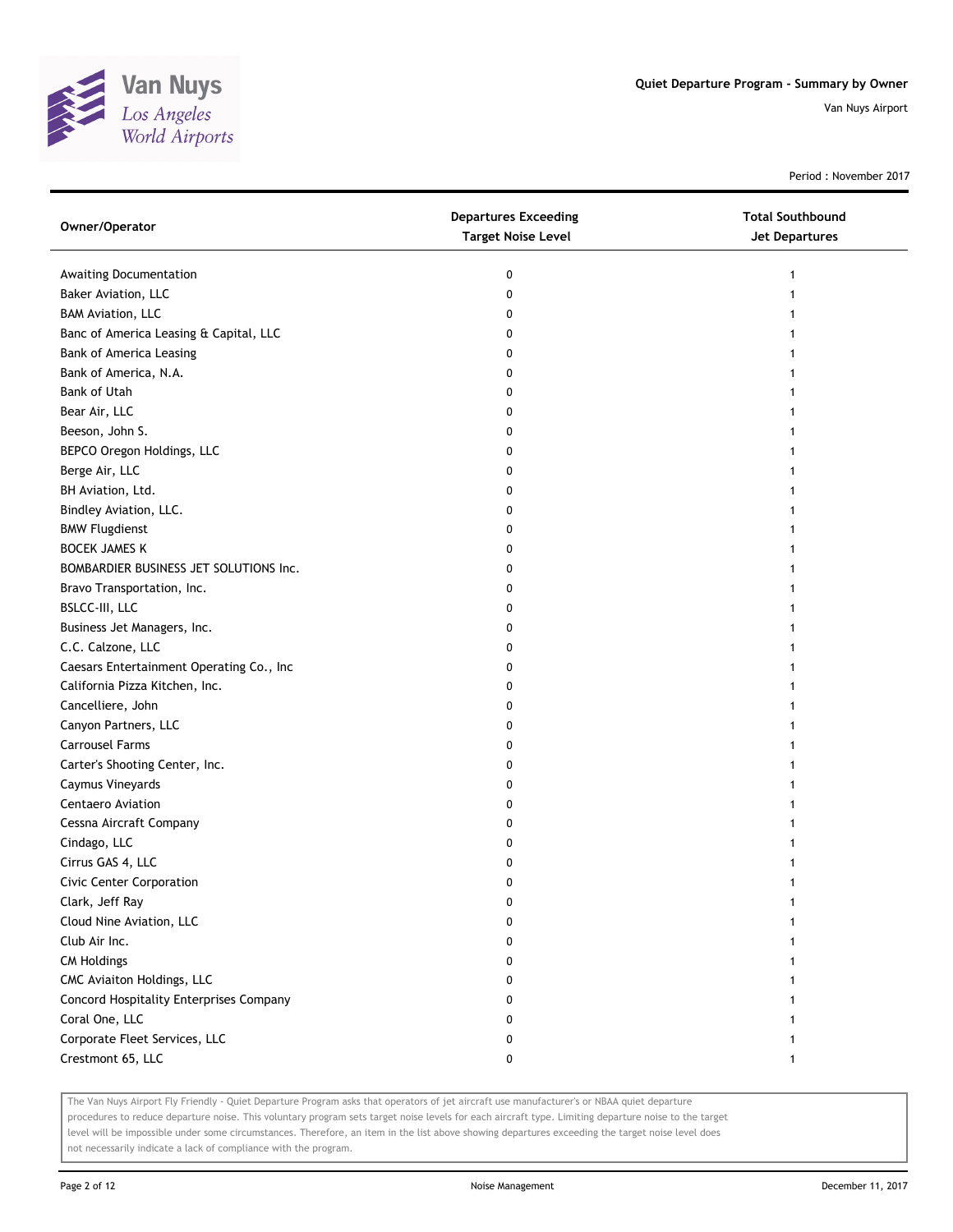# Quiet Departure Program - Summary by Owner

Van Nuys Airport

Period : November 2017

| Owner/Operator | Departures Exceeding Target Noise Level | Total Southbound Jet Departures |
|---|---|---|
| Awaiting Documentation | 0 | 1 |
| Baker Aviation, LLC | 0 | 1 |
| BAM Aviation, LLC | 0 | 1 |
| Banc of America Leasing & Capital, LLC | 0 | 1 |
| Bank of America Leasing | 0 | 1 |
| Bank of America, N.A. | 0 | 1 |
| Bank of Utah | 0 | 1 |
| Bear Air, LLC | 0 | 1 |
| Beeson, John S. | 0 | 1 |
| BEPCO Oregon Holdings, LLC | 0 | 1 |
| Berge Air, LLC | 0 | 1 |
| BH Aviation, Ltd. | 0 | 1 |
| Bindley Aviation, LLC. | 0 | 1 |
| BMW Flugdienst | 0 | 1 |
| BOCEK JAMES K | 0 | 1 |
| BOMBARDIER BUSINESS JET SOLUTIONS Inc. | 0 | 1 |
| Bravo Transportation, Inc. | 0 | 1 |
| BSLCC-III, LLC | 0 | 1 |
| Business Jet Managers, Inc. | 0 | 1 |
| C.C. Calzone, LLC | 0 | 1 |
| Caesars Entertainment Operating Co., Inc | 0 | 1 |
| California Pizza Kitchen, Inc. | 0 | 1 |
| Cancelliere, John | 0 | 1 |
| Canyon Partners, LLC | 0 | 1 |
| Carrousel Farms | 0 | 1 |
| Carter's Shooting Center, Inc. | 0 | 1 |
| Caymus Vineyards | 0 | 1 |
| Centaero Aviation | 0 | 1 |
| Cessna Aircraft Company | 0 | 1 |
| Cindago, LLC | 0 | 1 |
| Cirrus GAS 4, LLC | 0 | 1 |
| Civic Center Corporation | 0 | 1 |
| Clark, Jeff Ray | 0 | 1 |
| Cloud Nine Aviation, LLC | 0 | 1 |
| Club Air Inc. | 0 | 1 |
| CM Holdings | 0 | 1 |
| CMC Aviaiton Holdings, LLC | 0 | 1 |
| Concord Hospitality Enterprises Company | 0 | 1 |
| Coral One, LLC | 0 | 1 |
| Corporate Fleet Services, LLC | 0 | 1 |
| Crestmont 65, LLC | 0 | 1 |

The Van Nuys Airport Fly Friendly - Quiet Departure Program asks that operators of jet aircraft use manufacturer's or NBAA quiet departure procedures to reduce departure noise. This voluntary program sets target noise levels for each aircraft type. Limiting departure noise to the target level will be impossible under some circumstances. Therefore, an item in the list above showing departures exceeding the target noise level does not necessarily indicate a lack of compliance with the program.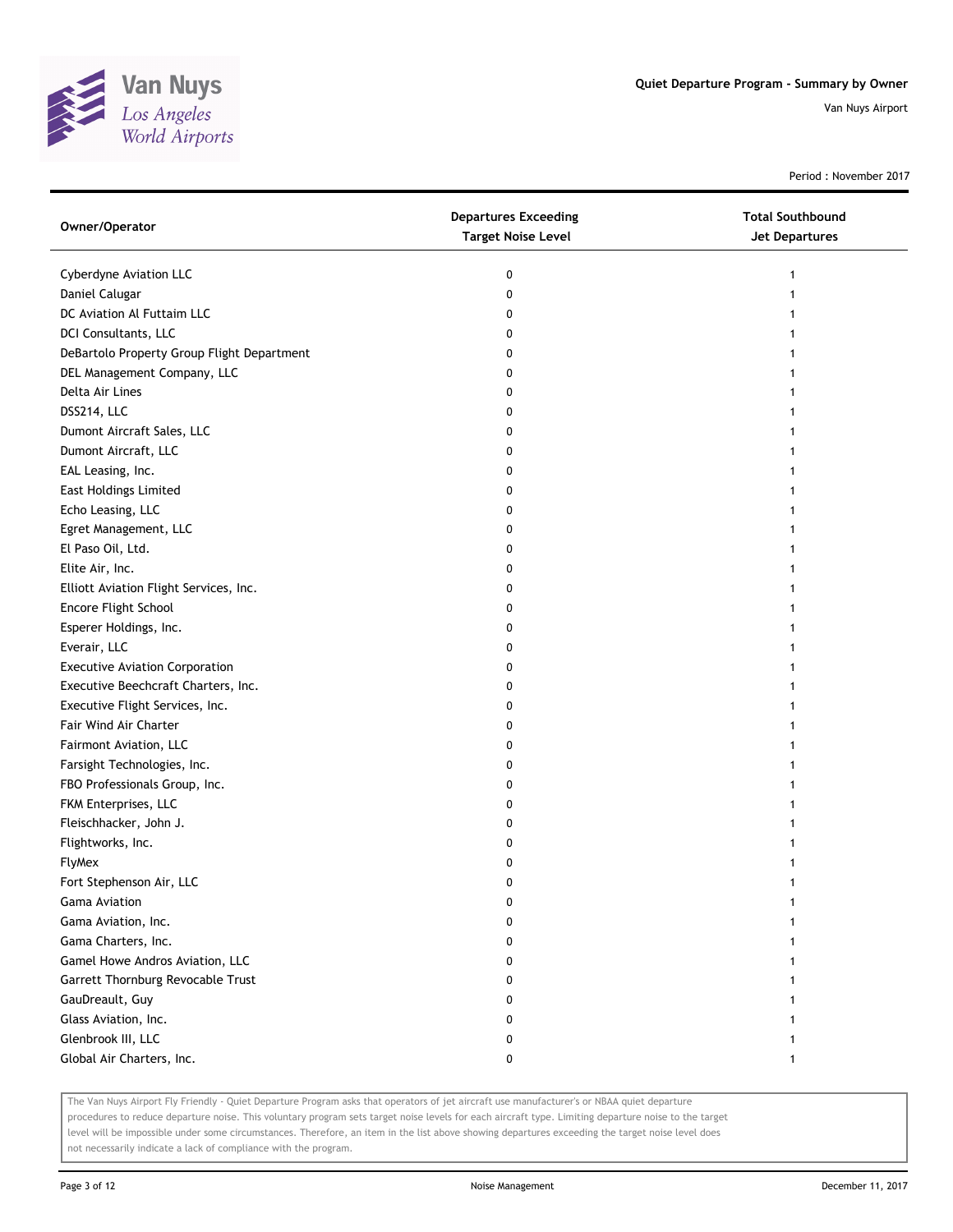Quiet Departure Program - Summary by Owner

Van Nuys Airport

Period : November 2017

| Owner/Operator | Departures Exceeding Target Noise Level | Total Southbound Jet Departures |
|---|---|---|
| Cyberdyne Aviation LLC | 0 | 1 |
| Daniel Calugar | 0 | 1 |
| DC Aviation Al Futtaim LLC | 0 | 1 |
| DCI Consultants, LLC | 0 | 1 |
| DeBartolo Property Group Flight Department | 0 | 1 |
| DEL Management Company, LLC | 0 | 1 |
| Delta Air Lines | 0 | 1 |
| DSS214, LLC | 0 | 1 |
| Dumont Aircraft Sales, LLC | 0 | 1 |
| Dumont Aircraft, LLC | 0 | 1 |
| EAL Leasing, Inc. | 0 | 1 |
| East Holdings Limited | 0 | 1 |
| Echo Leasing, LLC | 0 | 1 |
| Egret Management, LLC | 0 | 1 |
| El Paso Oil, Ltd. | 0 | 1 |
| Elite Air, Inc. | 0 | 1 |
| Elliott Aviation Flight Services, Inc. | 0 | 1 |
| Encore Flight School | 0 | 1 |
| Esperer Holdings, Inc. | 0 | 1 |
| Everair, LLC | 0 | 1 |
| Executive Aviation Corporation | 0 | 1 |
| Executive Beechcraft Charters, Inc. | 0 | 1 |
| Executive Flight Services, Inc. | 0 | 1 |
| Fair Wind Air Charter | 0 | 1 |
| Fairmont Aviation, LLC | 0 | 1 |
| Farsight Technologies, Inc. | 0 | 1 |
| FBO Professionals Group, Inc. | 0 | 1 |
| FKM Enterprises, LLC | 0 | 1 |
| Fleischhacker, John J. | 0 | 1 |
| Flightworks, Inc. | 0 | 1 |
| FlyMex | 0 | 1 |
| Fort Stephenson Air, LLC | 0 | 1 |
| Gama Aviation | 0 | 1 |
| Gama Aviation, Inc. | 0 | 1 |
| Gama Charters, Inc. | 0 | 1 |
| Gamel Howe Andros Aviation, LLC | 0 | 1 |
| Garrett Thornburg Revocable Trust | 0 | 1 |
| GauDreault, Guy | 0 | 1 |
| Glass Aviation, Inc. | 0 | 1 |
| Glenbrook III, LLC | 0 | 1 |
| Global Air Charters, Inc. | 0 | 1 |

The Van Nuys Airport Fly Friendly - Quiet Departure Program asks that operators of jet aircraft use manufacturer's or NBAA quiet departure procedures to reduce departure noise. This voluntary program sets target noise levels for each aircraft type. Limiting departure noise to the target level will be impossible under some circumstances. Therefore, an item in the list above showing departures exceeding the target noise level does not necessarily indicate a lack of compliance with the program.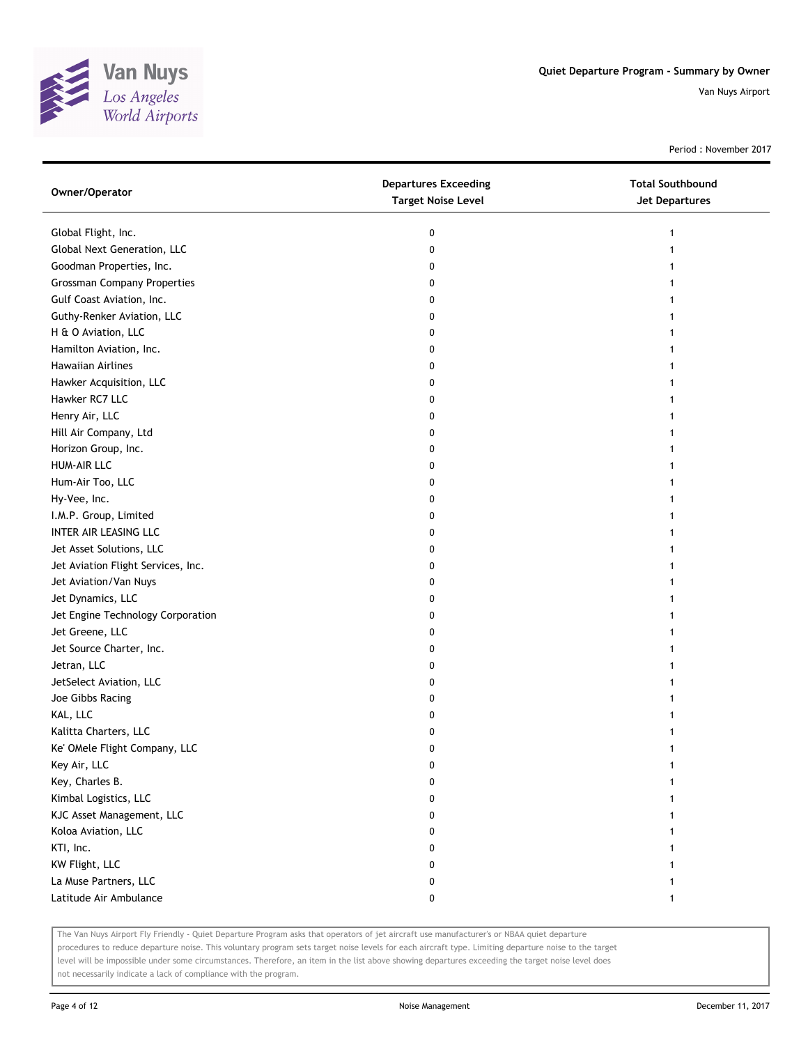| Owner/Operator | Departures Exceeding Target Noise Level | Total Southbound Jet Departures |
|---|---|---|
| Global Flight, Inc. | 0 | 1 |
| Global Next Generation, LLC | 0 | 1 |
| Goodman Properties, Inc. | 0 | 1 |
| Grossman Company Properties | 0 | 1 |
| Gulf Coast Aviation, Inc. | 0 | 1 |
| Guthy-Renker Aviation, LLC | 0 | 1 |
| H & O Aviation, LLC | 0 | 1 |
| Hamilton Aviation, Inc. | 0 | 1 |
| Hawaiian Airlines | 0 | 1 |
| Hawker Acquisition, LLC | 0 | 1 |
| Hawker RC7 LLC | 0 | 1 |
| Henry Air, LLC | 0 | 1 |
| Hill Air Company, Ltd | 0 | 1 |
| Horizon Group, Inc. | 0 | 1 |
| HUM-AIR LLC | 0 | 1 |
| Hum-Air Too, LLC | 0 | 1 |
| Hy-Vee, Inc. | 0 | 1 |
| I.M.P. Group, Limited | 0 | 1 |
| INTER AIR LEASING LLC | 0 | 1 |
| Jet Asset Solutions, LLC | 0 | 1 |
| Jet Aviation Flight Services, Inc. | 0 | 1 |
| Jet Aviation/Van Nuys | 0 | 1 |
| Jet Dynamics, LLC | 0 | 1 |
| Jet Engine Technology Corporation | 0 | 1 |
| Jet Greene, LLC | 0 | 1 |
| Jet Source Charter, Inc. | 0 | 1 |
| Jetran, LLC | 0 | 1 |
| JetSelect Aviation, LLC | 0 | 1 |
| Joe Gibbs Racing | 0 | 1 |
| KAL, LLC | 0 | 1 |
| Kalitta Charters, LLC | 0 | 1 |
| Ke' OMele Flight Company, LLC | 0 | 1 |
| Key Air, LLC | 0 | 1 |
| Key, Charles B. | 0 | 1 |
| Kimbal Logistics, LLC | 0 | 1 |
| KJC Asset Management, LLC | 0 | 1 |
| Koloa Aviation, LLC | 0 | 1 |
| KTI, Inc. | 0 | 1 |
| KW Flight, LLC | 0 | 1 |
| La Muse Partners, LLC | 0 | 1 |
| Latitude Air Ambulance | 0 | 1 |

The Van Nuys Airport Fly Friendly - Quiet Departure Program asks that operators of jet aircraft use manufacturer's or NBAA quiet departure procedures to reduce departure noise. This voluntary program sets target noise levels for each aircraft type. Limiting departure noise to the target level will be impossible under some circumstances. Therefore, an item in the list above showing departures exceeding the target noise level does not necessarily indicate a lack of compliance with the program.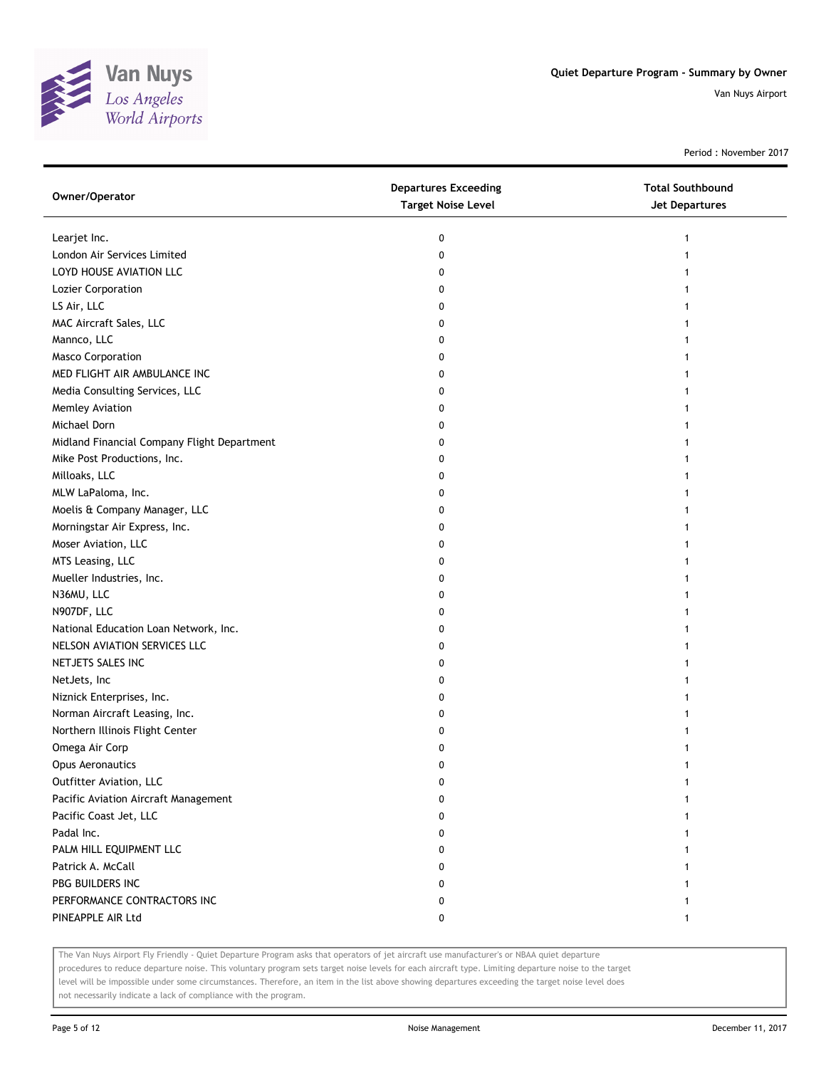## Quiet Departure Program - Summary by Owner

Van Nuys Airport

Period : November 2017

| Owner/Operator | Departures Exceeding Target Noise Level | Total Southbound Jet Departures |
|---|---|---|
| Learjet Inc. | 0 | 1 |
| London Air Services Limited | 0 | 1 |
| LOYD HOUSE AVIATION LLC | 0 | 1 |
| Lozier Corporation | 0 | 1 |
| LS Air, LLC | 0 | 1 |
| MAC Aircraft Sales, LLC | 0 | 1 |
| Mannco, LLC | 0 | 1 |
| Masco Corporation | 0 | 1 |
| MED FLIGHT AIR AMBULANCE INC | 0 | 1 |
| Media Consulting Services, LLC | 0 | 1 |
| Memley Aviation | 0 | 1 |
| Michael Dorn | 0 | 1 |
| Midland Financial Company Flight Department | 0 | 1 |
| Mike Post Productions, Inc. | 0 | 1 |
| Milloaks, LLC | 0 | 1 |
| MLW LaPaloma, Inc. | 0 | 1 |
| Moelis & Company Manager, LLC | 0 | 1 |
| Morningstar Air Express, Inc. | 0 | 1 |
| Moser Aviation, LLC | 0 | 1 |
| MTS Leasing, LLC | 0 | 1 |
| Mueller Industries, Inc. | 0 | 1 |
| N36MU, LLC | 0 | 1 |
| N907DF, LLC | 0 | 1 |
| National Education Loan Network, Inc. | 0 | 1 |
| NELSON AVIATION SERVICES LLC | 0 | 1 |
| NETJETS SALES INC | 0 | 1 |
| NetJets, Inc | 0 | 1 |
| Niznick Enterprises, Inc. | 0 | 1 |
| Norman Aircraft Leasing, Inc. | 0 | 1 |
| Northern Illinois Flight Center | 0 | 1 |
| Omega Air Corp | 0 | 1 |
| Opus Aeronautics | 0 | 1 |
| Outfitter Aviation, LLC | 0 | 1 |
| Pacific Aviation Aircraft Management | 0 | 1 |
| Pacific Coast Jet, LLC | 0 | 1 |
| Padal Inc. | 0 | 1 |
| PALM HILL EQUIPMENT LLC | 0 | 1 |
| Patrick A. McCall | 0 | 1 |
| PBG BUILDERS INC | 0 | 1 |
| PERFORMANCE CONTRACTORS INC | 0 | 1 |
| PINEAPPLE AIR Ltd | 0 | 1 |

The Van Nuys Airport Fly Friendly - Quiet Departure Program asks that operators of jet aircraft use manufacturer's or NBAA quiet departure procedures to reduce departure noise. This voluntary program sets target noise levels for each aircraft type. Limiting departure noise to the target level will be impossible under some circumstances. Therefore, an item in the list above showing departures exceeding the target noise level does not necessarily indicate a lack of compliance with the program.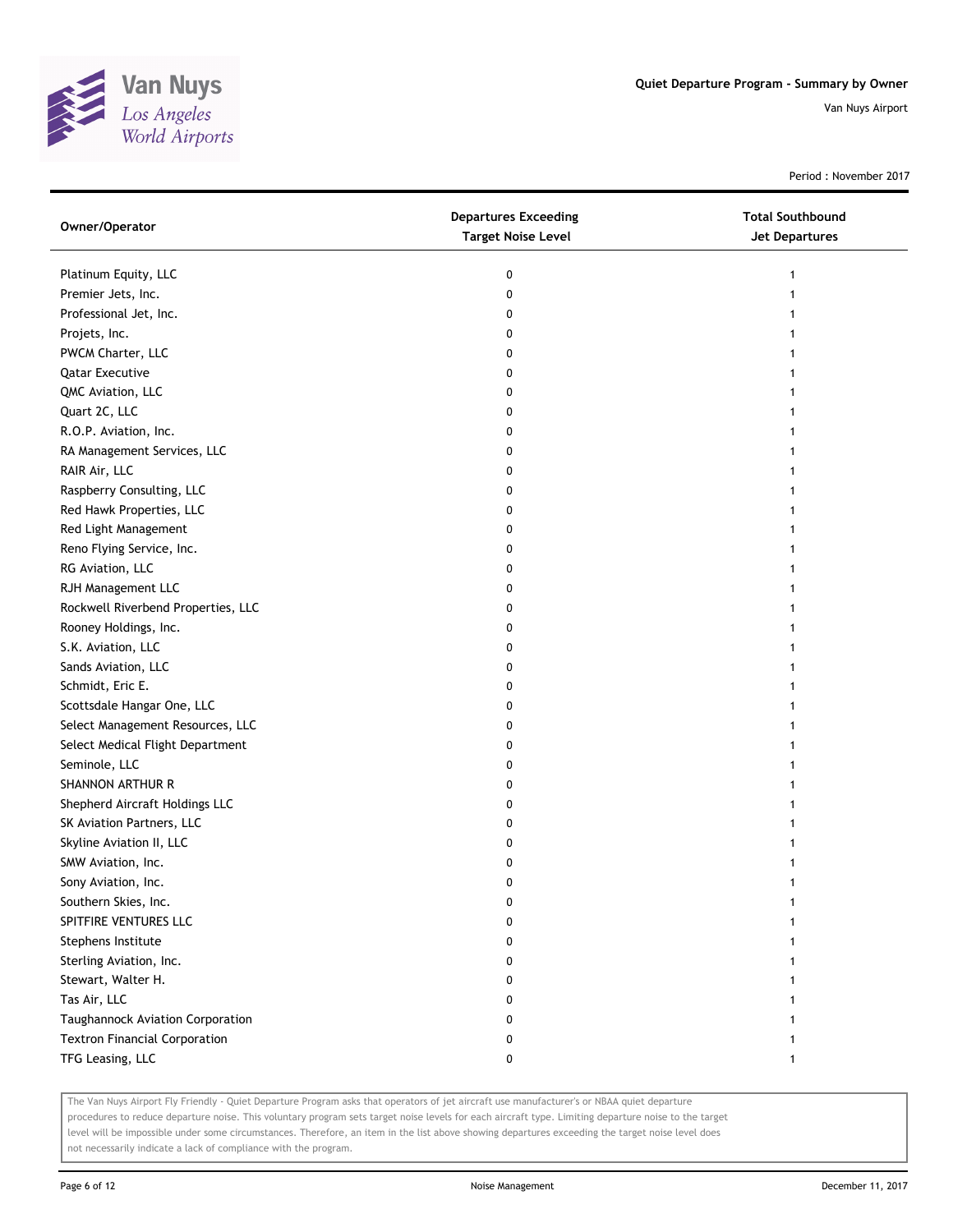Quiet Departure Program - Summary by Owner

Van Nuys Airport

Period : November 2017

| Owner/Operator | Departures Exceeding Target Noise Level | Total Southbound Jet Departures |
|---|---|---|
| Platinum Equity, LLC | 0 | 1 |
| Premier Jets, Inc. | 0 | 1 |
| Professional Jet, Inc. | 0 | 1 |
| Projets, Inc. | 0 | 1 |
| PWCM Charter, LLC | 0 | 1 |
| Qatar Executive | 0 | 1 |
| QMC Aviation, LLC | 0 | 1 |
| Quart 2C, LLC | 0 | 1 |
| R.O.P. Aviation, Inc. | 0 | 1 |
| RA Management Services, LLC | 0 | 1 |
| RAIR Air, LLC | 0 | 1 |
| Raspberry Consulting, LLC | 0 | 1 |
| Red Hawk Properties, LLC | 0 | 1 |
| Red Light Management | 0 | 1 |
| Reno Flying Service, Inc. | 0 | 1 |
| RG Aviation, LLC | 0 | 1 |
| RJH Management LLC | 0 | 1 |
| Rockwell Riverbend Properties, LLC | 0 | 1 |
| Rooney Holdings, Inc. | 0 | 1 |
| S.K. Aviation, LLC | 0 | 1 |
| Sands Aviation, LLC | 0 | 1 |
| Schmidt, Eric E. | 0 | 1 |
| Scottsdale Hangar One, LLC | 0 | 1 |
| Select Management Resources, LLC | 0 | 1 |
| Select Medical Flight Department | 0 | 1 |
| Seminole, LLC | 0 | 1 |
| SHANNON ARTHUR R | 0 | 1 |
| Shepherd Aircraft Holdings LLC | 0 | 1 |
| SK Aviation Partners, LLC | 0 | 1 |
| Skyline Aviation II, LLC | 0 | 1 |
| SMW Aviation, Inc. | 0 | 1 |
| Sony Aviation, Inc. | 0 | 1 |
| Southern Skies, Inc. | 0 | 1 |
| SPITFIRE VENTURES LLC | 0 | 1 |
| Stephens Institute | 0 | 1 |
| Sterling Aviation, Inc. | 0 | 1 |
| Stewart, Walter H. | 0 | 1 |
| Tas Air, LLC | 0 | 1 |
| Taughannock Aviation Corporation | 0 | 1 |
| Textron Financial Corporation | 0 | 1 |
| TFG Leasing, LLC | 0 | 1 |

The Van Nuys Airport Fly Friendly - Quiet Departure Program asks that operators of jet aircraft use manufacturer's or NBAA quiet departure procedures to reduce departure noise. This voluntary program sets target noise levels for each aircraft type. Limiting departure noise to the target level will be impossible under some circumstances. Therefore, an item in the list above showing departures exceeding the target noise level does not necessarily indicate a lack of compliance with the program.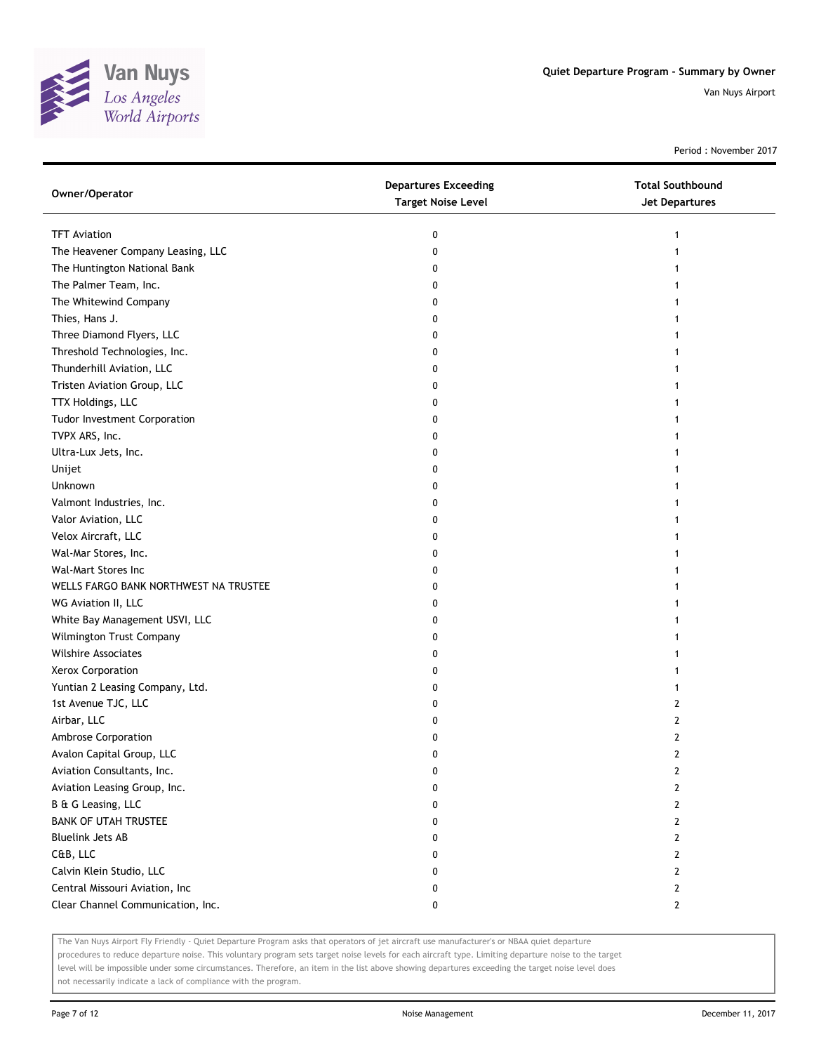Quiet Departure Program - Summary by Owner

Van Nuys Airport

Period : November 2017

| Owner/Operator | Departures Exceeding Target Noise Level | Total Southbound Jet Departures |
|---|---|---|
| TFT Aviation | 0 | 1 |
| The Heavener Company Leasing, LLC | 0 | 1 |
| The Huntington National Bank | 0 | 1 |
| The Palmer Team, Inc. | 0 | 1 |
| The Whitewind Company | 0 | 1 |
| Thies, Hans J. | 0 | 1 |
| Three Diamond Flyers, LLC | 0 | 1 |
| Threshold Technologies, Inc. | 0 | 1 |
| Thunderhill Aviation, LLC | 0 | 1 |
| Tristen Aviation Group, LLC | 0 | 1 |
| TTX Holdings, LLC | 0 | 1 |
| Tudor Investment Corporation | 0 | 1 |
| TVPX ARS, Inc. | 0 | 1 |
| Ultra-Lux Jets, Inc. | 0 | 1 |
| Unijet | 0 | 1 |
| Unknown | 0 | 1 |
| Valmont Industries, Inc. | 0 | 1 |
| Valor Aviation, LLC | 0 | 1 |
| Velox Aircraft, LLC | 0 | 1 |
| Wal-Mar Stores, Inc. | 0 | 1 |
| Wal-Mart Stores Inc | 0 | 1 |
| WELLS FARGO BANK NORTHWEST NA TRUSTEE | 0 | 1 |
| WG Aviation II, LLC | 0 | 1 |
| White Bay Management USVI, LLC | 0 | 1 |
| Wilmington Trust Company | 0 | 1 |
| Wilshire Associates | 0 | 1 |
| Xerox Corporation | 0 | 1 |
| Yuntian 2 Leasing Company, Ltd. | 0 | 1 |
| 1st Avenue TJC, LLC | 0 | 2 |
| Airbar, LLC | 0 | 2 |
| Ambrose Corporation | 0 | 2 |
| Avalon Capital Group, LLC | 0 | 2 |
| Aviation Consultants, Inc. | 0 | 2 |
| Aviation Leasing Group, Inc. | 0 | 2 |
| B & G Leasing, LLC | 0 | 2 |
| BANK OF UTAH TRUSTEE | 0 | 2 |
| Bluelink Jets AB | 0 | 2 |
| C&B, LLC | 0 | 2 |
| Calvin Klein Studio, LLC | 0 | 2 |
| Central Missouri Aviation, Inc | 0 | 2 |
| Clear Channel Communication, Inc. | 0 | 2 |

The Van Nuys Airport Fly Friendly - Quiet Departure Program asks that operators of jet aircraft use manufacturer's or NBAA quiet departure procedures to reduce departure noise. This voluntary program sets target noise levels for each aircraft type. Limiting departure noise to the target level will be impossible under some circumstances. Therefore, an item in the list above showing departures exceeding the target noise level does not necessarily indicate a lack of compliance with the program.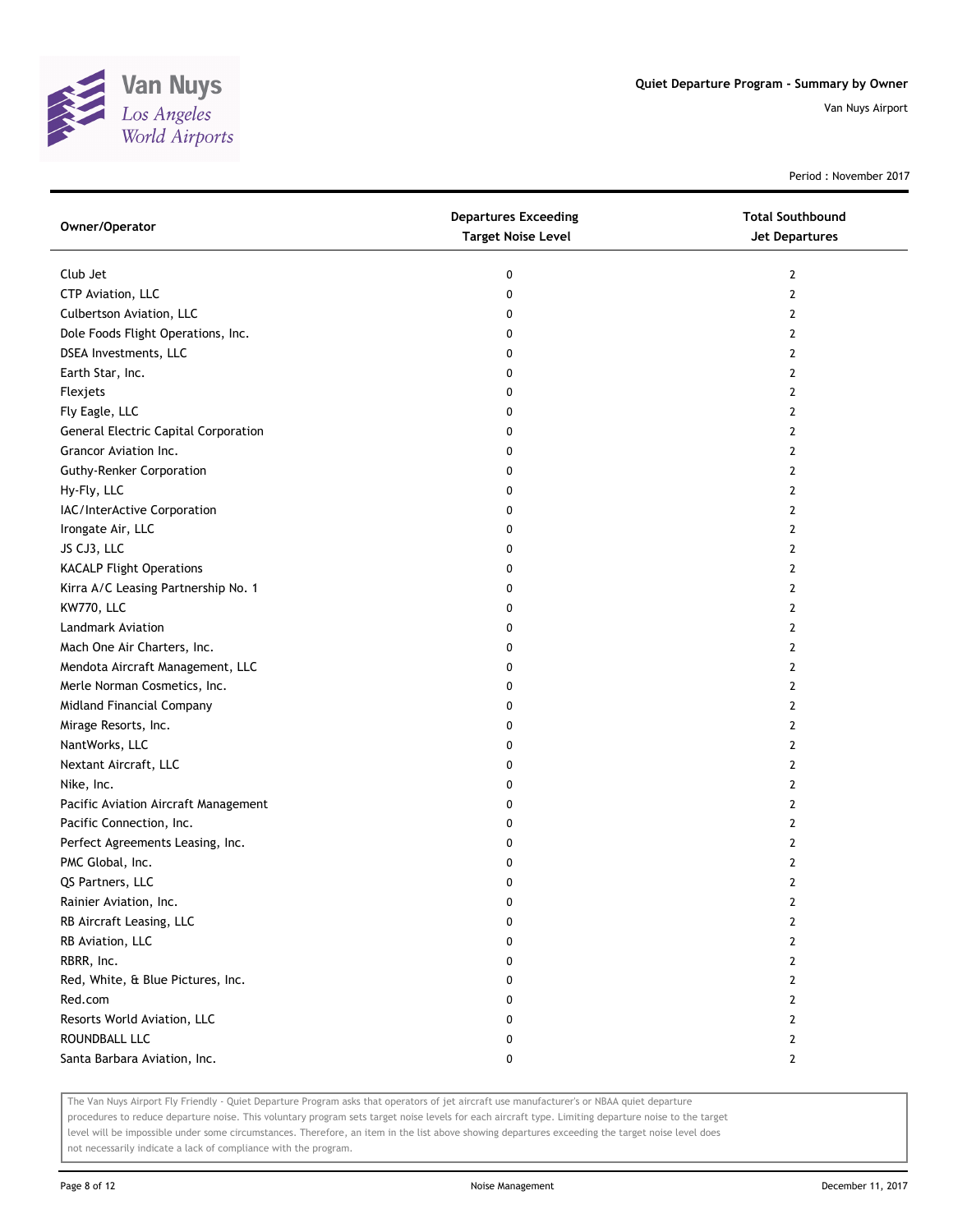# Quiet Departure Program - Summary by Owner

Van Nuys Airport

Period : November 2017

| Owner/Operator | Departures Exceeding Target Noise Level | Total Southbound Jet Departures |
|---|---|---|
| Club Jet | 0 | 2 |
| CTP Aviation, LLC | 0 | 2 |
| Culbertson Aviation, LLC | 0 | 2 |
| Dole Foods Flight Operations, Inc. | 0 | 2 |
| DSEA Investments, LLC | 0 | 2 |
| Earth Star, Inc. | 0 | 2 |
| Flexjets | 0 | 2 |
| Fly Eagle, LLC | 0 | 2 |
| General Electric Capital Corporation | 0 | 2 |
| Grancor Aviation Inc. | 0 | 2 |
| Guthy-Renker Corporation | 0 | 2 |
| Hy-Fly, LLC | 0 | 2 |
| IAC/InterActive Corporation | 0 | 2 |
| Irongate Air, LLC | 0 | 2 |
| JS CJ3, LLC | 0 | 2 |
| KACALP Flight Operations | 0 | 2 |
| Kirra A/C Leasing Partnership No. 1 | 0 | 2 |
| KW770, LLC | 0 | 2 |
| Landmark Aviation | 0 | 2 |
| Mach One Air Charters, Inc. | 0 | 2 |
| Mendota Aircraft Management, LLC | 0 | 2 |
| Merle Norman Cosmetics, Inc. | 0 | 2 |
| Midland Financial Company | 0 | 2 |
| Mirage Resorts, Inc. | 0 | 2 |
| NantWorks, LLC | 0 | 2 |
| Nextant Aircraft, LLC | 0 | 2 |
| Nike, Inc. | 0 | 2 |
| Pacific Aviation Aircraft Management | 0 | 2 |
| Pacific Connection, Inc. | 0 | 2 |
| Perfect Agreements Leasing, Inc. | 0 | 2 |
| PMC Global, Inc. | 0 | 2 |
| QS Partners, LLC | 0 | 2 |
| Rainier Aviation, Inc. | 0 | 2 |
| RB Aircraft Leasing, LLC | 0 | 2 |
| RB Aviation, LLC | 0 | 2 |
| RBRR, Inc. | 0 | 2 |
| Red, White, & Blue Pictures, Inc. | 0 | 2 |
| Red.com | 0 | 2 |
| Resorts World Aviation, LLC | 0 | 2 |
| ROUNDBALL LLC | 0 | 2 |
| Santa Barbara Aviation, Inc. | 0 | 2 |

The Van Nuys Airport Fly Friendly - Quiet Departure Program asks that operators of jet aircraft use manufacturer's or NBAA quiet departure procedures to reduce departure noise. This voluntary program sets target noise levels for each aircraft type. Limiting departure noise to the target level will be impossible under some circumstances. Therefore, an item in the list above showing departures exceeding the target noise level does not necessarily indicate a lack of compliance with the program.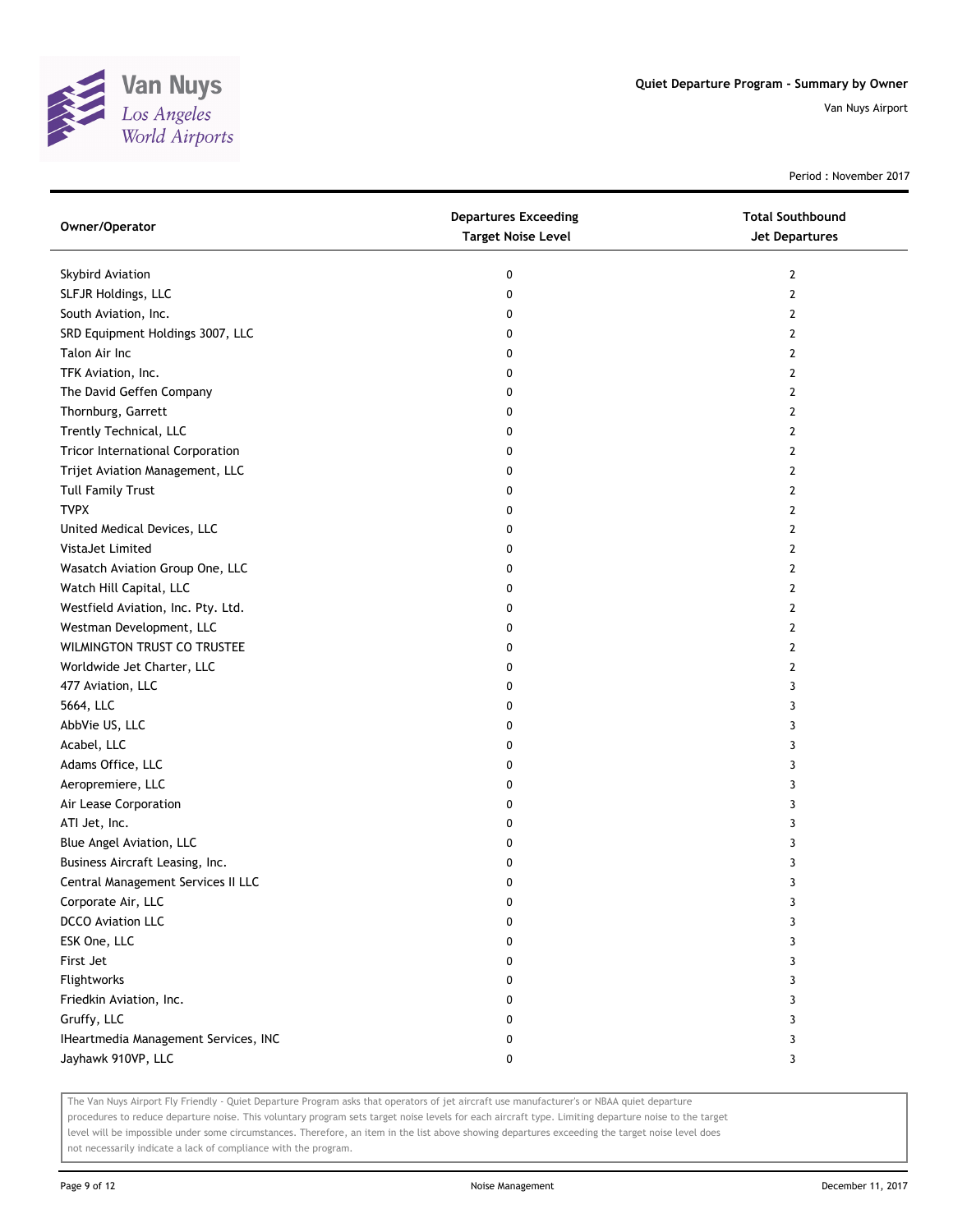# Quiet Departure Program - Summary by Owner

Van Nuys Airport

Period : November 2017

| Owner/Operator | Departures Exceeding Target Noise Level | Total Southbound Jet Departures |
|---|---|---|
| Skybird Aviation | 0 | 2 |
| SLFJR Holdings, LLC | 0 | 2 |
| South Aviation, Inc. | 0 | 2 |
| SRD Equipment Holdings 3007, LLC | 0 | 2 |
| Talon Air Inc | 0 | 2 |
| TFK Aviation, Inc. | 0 | 2 |
| The David Geffen Company | 0 | 2 |
| Thornburg, Garrett | 0 | 2 |
| Trently Technical, LLC | 0 | 2 |
| Tricor International Corporation | 0 | 2 |
| Trijet Aviation Management, LLC | 0 | 2 |
| Tull Family Trust | 0 | 2 |
| TVPX | 0 | 2 |
| United Medical Devices, LLC | 0 | 2 |
| VistaJet Limited | 0 | 2 |
| Wasatch Aviation Group One, LLC | 0 | 2 |
| Watch Hill Capital, LLC | 0 | 2 |
| Westfield Aviation, Inc. Pty. Ltd. | 0 | 2 |
| Westman Development, LLC | 0 | 2 |
| WILMINGTON TRUST CO TRUSTEE | 0 | 2 |
| Worldwide Jet Charter, LLC | 0 | 2 |
| 477 Aviation, LLC | 0 | 3 |
| 5664, LLC | 0 | 3 |
| AbbVie US, LLC | 0 | 3 |
| Acabel, LLC | 0 | 3 |
| Adams Office, LLC | 0 | 3 |
| Aeropremiere, LLC | 0 | 3 |
| Air Lease Corporation | 0 | 3 |
| ATI Jet, Inc. | 0 | 3 |
| Blue Angel Aviation, LLC | 0 | 3 |
| Business Aircraft Leasing, Inc. | 0 | 3 |
| Central Management Services II LLC | 0 | 3 |
| Corporate Air, LLC | 0 | 3 |
| DCCO Aviation LLC | 0 | 3 |
| ESK One, LLC | 0 | 3 |
| First Jet | 0 | 3 |
| Flightworks | 0 | 3 |
| Friedkin Aviation, Inc. | 0 | 3 |
| Gruffy, LLC | 0 | 3 |
| IHeartmedia Management Services, INC | 0 | 3 |
| Jayhawk 910VP, LLC | 0 | 3 |

The Van Nuys Airport Fly Friendly - Quiet Departure Program asks that operators of jet aircraft use manufacturer's or NBAA quiet departure procedures to reduce departure noise. This voluntary program sets target noise levels for each aircraft type. Limiting departure noise to the target level will be impossible under some circumstances. Therefore, an item in the list above showing departures exceeding the target noise level does not necessarily indicate a lack of compliance with the program.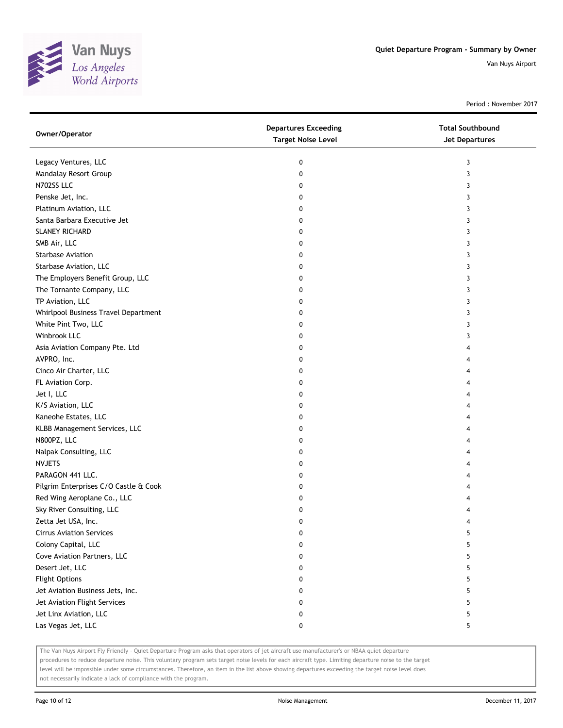# Quiet Departure Program - Summary by Owner

Van Nuys Airport

Period : November 2017

| Owner/Operator | Departures Exceeding Target Noise Level | Total Southbound Jet Departures |
|---|---|---|
| Legacy Ventures, LLC | 0 | 3 |
| Mandalay Resort Group | 0 | 3 |
| N702SS LLC | 0 | 3 |
| Penske Jet, Inc. | 0 | 3 |
| Platinum Aviation, LLC | 0 | 3 |
| Santa Barbara Executive Jet | 0 | 3 |
| SLANEY RICHARD | 0 | 3 |
| SMB Air, LLC | 0 | 3 |
| Starbase Aviation | 0 | 3 |
| Starbase Aviation, LLC | 0 | 3 |
| The Employers Benefit Group, LLC | 0 | 3 |
| The Tornante Company, LLC | 0 | 3 |
| TP Aviation, LLC | 0 | 3 |
| Whirlpool Business Travel Department | 0 | 3 |
| White Pint Two, LLC | 0 | 3 |
| Winbrook LLC | 0 | 3 |
| Asia Aviation Company Pte. Ltd | 0 | 4 |
| AVPRO, Inc. | 0 | 4 |
| Cinco Air Charter, LLC | 0 | 4 |
| FL Aviation Corp. | 0 | 4 |
| Jet I, LLC | 0 | 4 |
| K/S Aviation, LLC | 0 | 4 |
| Kaneohe Estates, LLC | 0 | 4 |
| KLBB Management Services, LLC | 0 | 4 |
| N800PZ, LLC | 0 | 4 |
| Nalpak Consulting, LLC | 0 | 4 |
| NVJETS | 0 | 4 |
| PARAGON 441 LLC. | 0 | 4 |
| Pilgrim Enterprises C/O Castle & Cook | 0 | 4 |
| Red Wing Aeroplane Co., LLC | 0 | 4 |
| Sky River Consulting, LLC | 0 | 4 |
| Zetta Jet USA, Inc. | 0 | 4 |
| Cirrus Aviation Services | 0 | 5 |
| Colony Capital, LLC | 0 | 5 |
| Cove Aviation Partners, LLC | 0 | 5 |
| Desert Jet, LLC | 0 | 5 |
| Flight Options | 0 | 5 |
| Jet Aviation Business Jets, Inc. | 0 | 5 |
| Jet Aviation Flight Services | 0 | 5 |
| Jet Linx Aviation, LLC | 0 | 5 |
| Las Vegas Jet, LLC | 0 | 5 |

The Van Nuys Airport Fly Friendly - Quiet Departure Program asks that operators of jet aircraft use manufacturer's or NBAA quiet departure procedures to reduce departure noise. This voluntary program sets target noise levels for each aircraft type. Limiting departure noise to the target level will be impossible under some circumstances. Therefore, an item in the list above showing departures exceeding the target noise level does not necessarily indicate a lack of compliance with the program.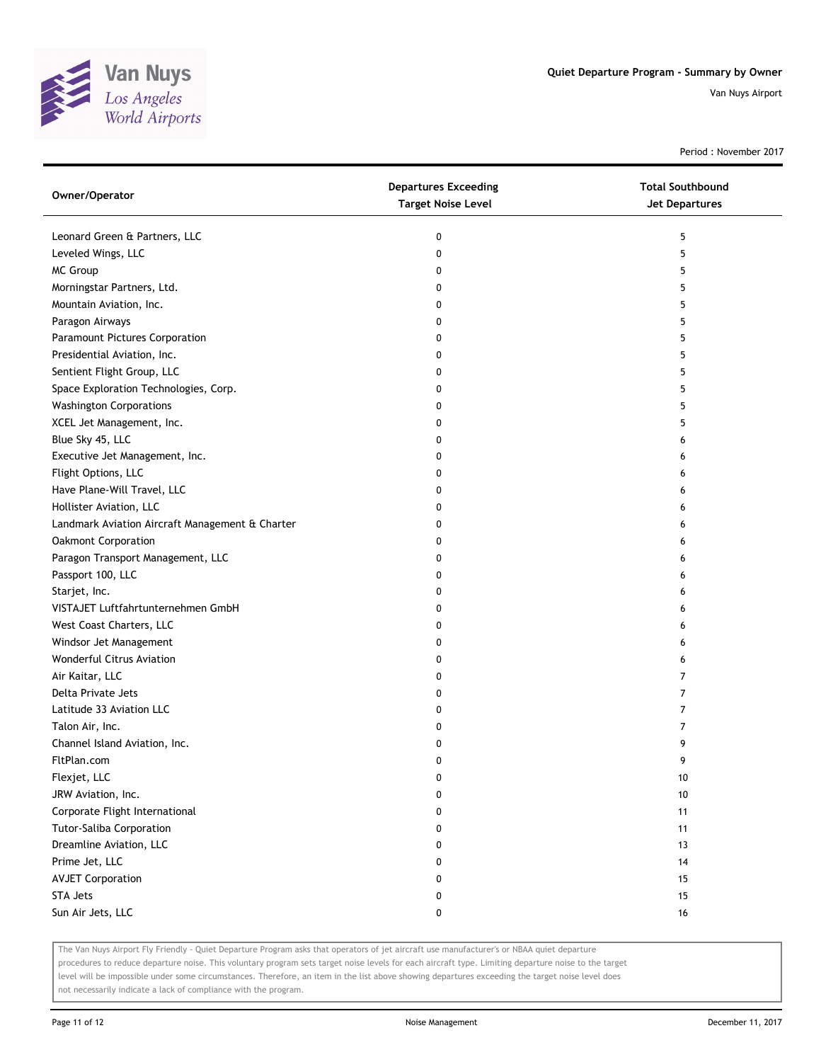# Quiet Departure Program - Summary by Owner

Van Nuys Airport

Period : November 2017

| Owner/Operator | Departures Exceeding Target Noise Level | Total Southbound Jet Departures |
|---|---|---|
| Leonard Green & Partners, LLC | 0 | 5 |
| Leveled Wings, LLC | 0 | 5 |
| MC Group | 0 | 5 |
| Morningstar Partners, Ltd. | 0 | 5 |
| Mountain Aviation, Inc. | 0 | 5 |
| Paragon Airways | 0 | 5 |
| Paramount Pictures Corporation | 0 | 5 |
| Presidential Aviation, Inc. | 0 | 5 |
| Sentient Flight Group, LLC | 0 | 5 |
| Space Exploration Technologies, Corp. | 0 | 5 |
| Washington Corporations | 0 | 5 |
| XCEL Jet Management, Inc. | 0 | 5 |
| Blue Sky 45, LLC | 0 | 6 |
| Executive Jet Management, Inc. | 0 | 6 |
| Flight Options, LLC | 0 | 6 |
| Have Plane-Will Travel, LLC | 0 | 6 |
| Hollister Aviation, LLC | 0 | 6 |
| Landmark Aviation Aircraft Management & Charter | 0 | 6 |
| Oakmont Corporation | 0 | 6 |
| Paragon Transport Management, LLC | 0 | 6 |
| Passport 100, LLC | 0 | 6 |
| Starjet, Inc. | 0 | 6 |
| VISTAJET Luftfahrtunternehmen GmbH | 0 | 6 |
| West Coast Charters, LLC | 0 | 6 |
| Windsor Jet Management | 0 | 6 |
| Wonderful Citrus Aviation | 0 | 6 |
| Air Kaitar, LLC | 0 | 7 |
| Delta Private Jets | 0 | 7 |
| Latitude 33 Aviation LLC | 0 | 7 |
| Talon Air, Inc. | 0 | 7 |
| Channel Island Aviation, Inc. | 0 | 9 |
| FltPlan.com | 0 | 9 |
| Flexjet, LLC | 0 | 10 |
| JRW Aviation, Inc. | 0 | 10 |
| Corporate Flight International | 0 | 11 |
| Tutor-Saliba Corporation | 0 | 11 |
| Dreamline Aviation, LLC | 0 | 13 |
| Prime Jet, LLC | 0 | 14 |
| AVJET Corporation | 0 | 15 |
| STA Jets | 0 | 15 |
| Sun Air Jets, LLC | 0 | 16 |

The Van Nuys Airport Fly Friendly - Quiet Departure Program asks that operators of jet aircraft use manufacturer's or NBAA quiet departure procedures to reduce departure noise. This voluntary program sets target noise levels for each aircraft type. Limiting departure noise to the target level will be impossible under some circumstances. Therefore, an item in the list above showing departures exceeding the target noise level does not necessarily indicate a lack of compliance with the program.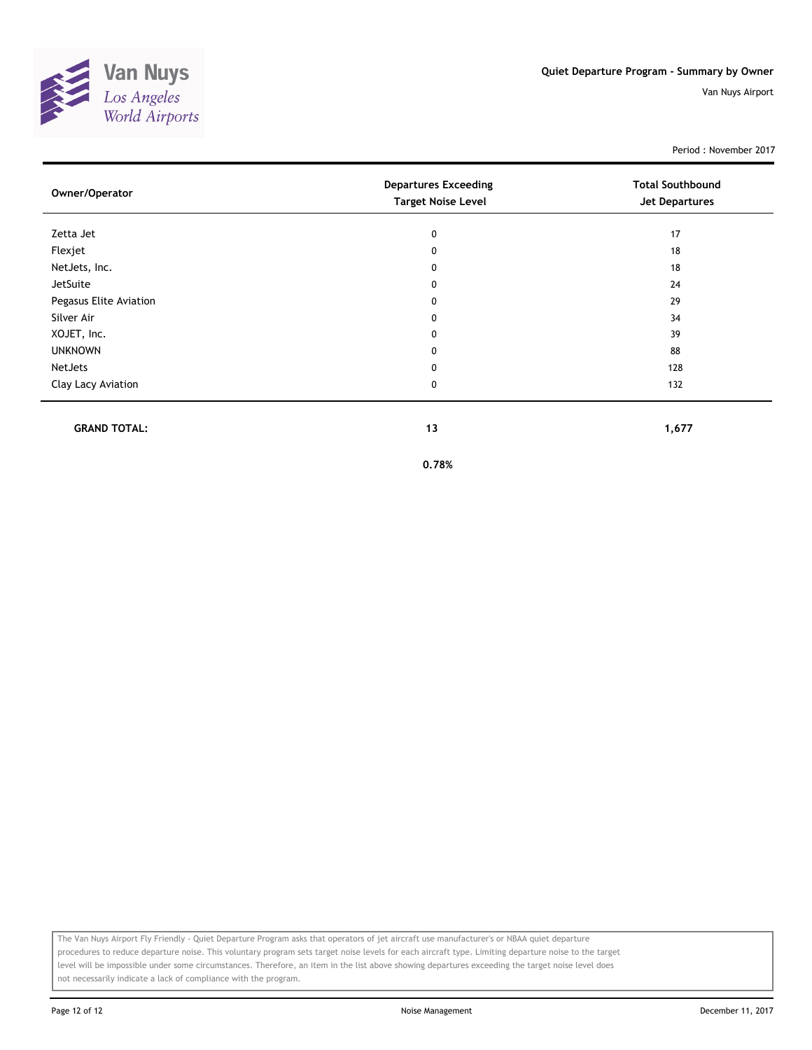Van Nuys
Los Angeles
World Airports

**Quiet Departure Program - Summary by Owner**

Van Nuys Airport

Period : November 2017

| Owner/Operator | Departures Exceeding Target Noise Level | Total Southbound Jet Departures |
|---|---|---|
| Zetta Jet | 0 | 17 |
| Flexjet | 0 | 18 |
| NetJets, Inc. | 0 | 18 |
| JetSuite | 0 | 24 |
| Pegasus Elite Aviation | 0 | 29 |
| Silver Air | 0 | 34 |
| XOJET, Inc. | 0 | 39 |
| UNKNOWN | 0 | 88 |
| NetJets | 0 | 128 |
| Clay Lacy Aviation | 0 | 132 |
| **GRAND TOTAL:** | **13** | **1,677** |
| | **0.78%** | |

The Van Nuys Airport Fly Friendly - Quiet Departure Program asks that operators of jet aircraft use manufacturer's or NBAA quiet departure procedures to reduce departure noise. This voluntary program sets target noise levels for each aircraft type. Limiting departure noise to the target level will be impossible under some circumstances. Therefore, an item in the list above showing departures exceeding the target noise level does not necessarily indicate a lack of compliance with the program.

Noise Management

December 11, 2017